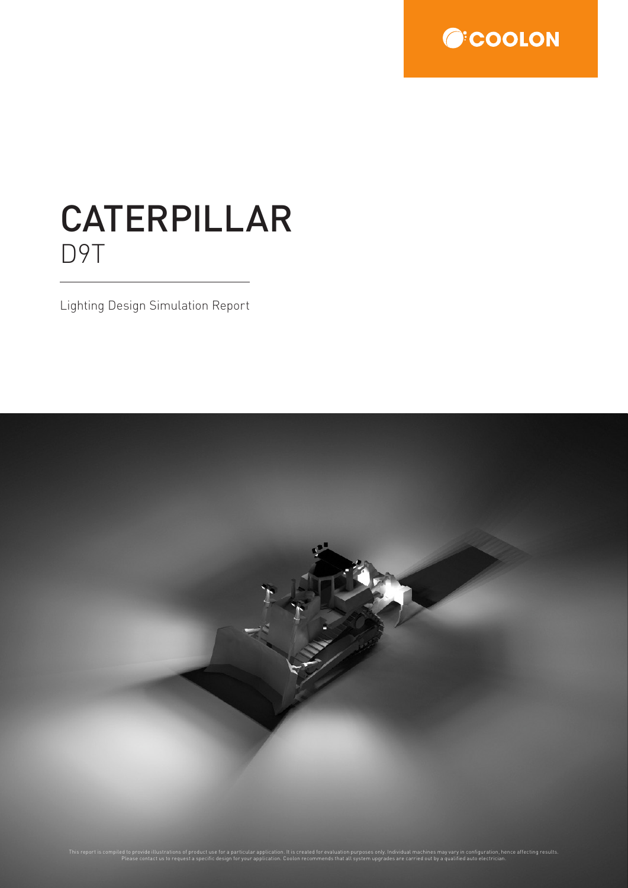COOLON

# CATERPILLAR

## D9T

Lighting Design Simulation Report

This report is compiled to provide illustrations of product use for a particular application. It is created for evaluation purposes only. Individual machines may vary in configuration, hence affecting results. Please contact us to request a specific design for your application. Coolon recommends that all system upgrades are carried out by a qualified auto electrician.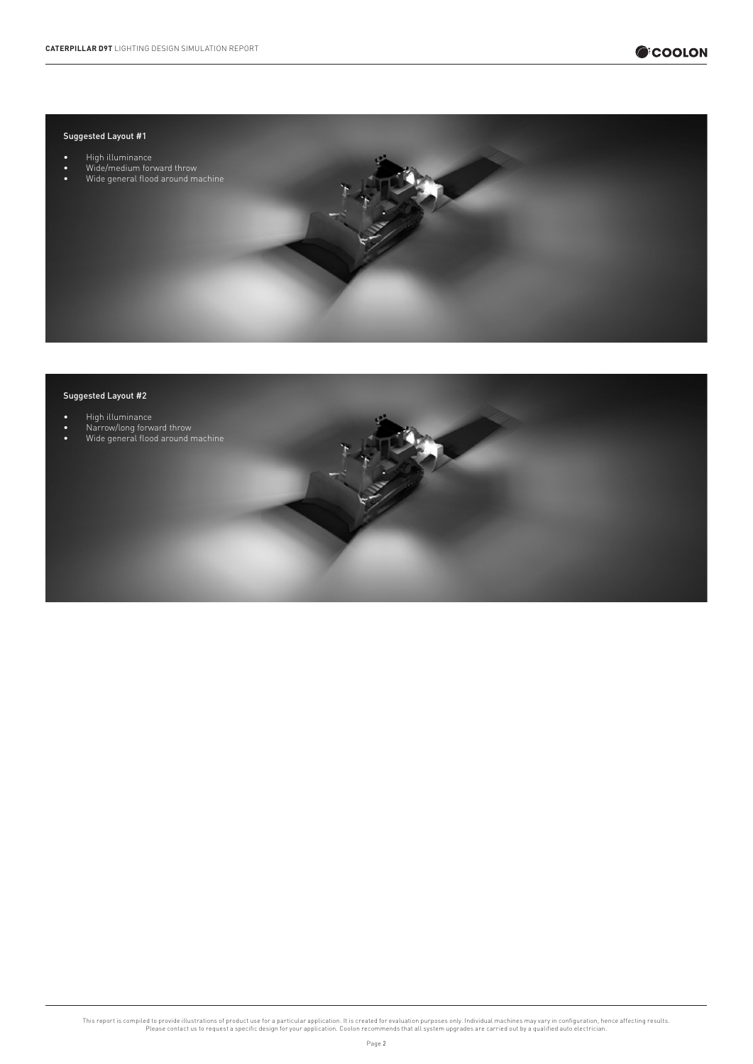## Suggested Layout #1

- High illuminance
- Wide/medium forward throw
- Wide general flood around machine

## Suggested Layout #2

- High illuminance
- Narrow/long forward throw
- Wide general flood around machine

This report is compiled to provide illustrations of product use for a particular application. It is created for evaluation purposes only. Individual machines may vary in configuration, hence affecting results. Please contact us to request a specific design for your application. Coolon recommends that all system upgrades are carried out by a qualified auto electrician.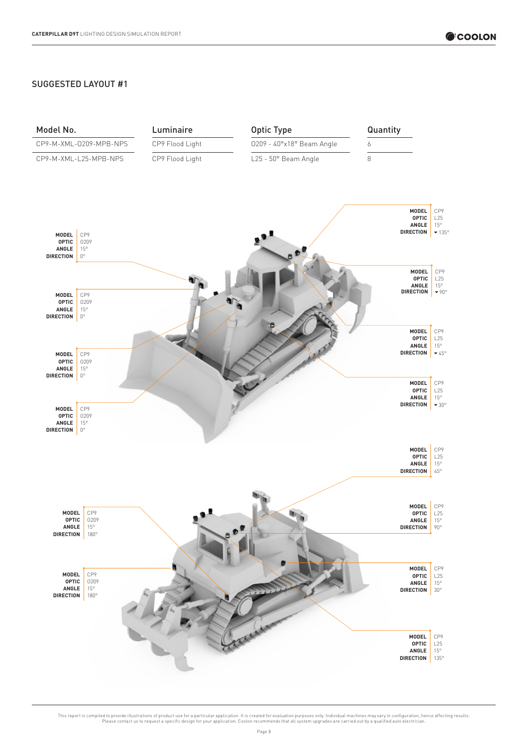## SUGGESTED LAYOUT #1

| Model No. | Luminaire | Optic Type | Quantity |
|---|---|---|---|
| CP9-M-XML-0209-MPB-NPS | CP9 Flood Light | 0209 - 40°x18° Beam Angle | 6 |
| CP9-M-XML-L25-MPB-NPS | CP9 Flood Light | L25 - 50° Beam Angle | 8 |

**MODEL** CP9
**OPTIC** L25
**ANGLE** 15°
**DIRECTION** ▾135°

**MODEL** CP9
**OPTIC** 0209
**ANGLE** 15°
**DIRECTION** 0°

**MODEL** CP9
**OPTIC** L25
**ANGLE** 15°
**DIRECTION** ▾90°

**MODEL** CP9
**OPTIC** 0209
**ANGLE** 15°
**DIRECTION** 0°

**MODEL** CP9
**OPTIC** L25
**ANGLE** 15°
**DIRECTION** ▾45°

**MODEL** CP9
**OPTIC** 0209
**ANGLE** 15°
**DIRECTION** 0°

**MODEL** CP9
**OPTIC** L25
**ANGLE** 15°
**DIRECTION** ▾30°

**MODEL** CP9
**OPTIC** 0209
**ANGLE** 15°
**DIRECTION** 0°

**MODEL** CP9
**OPTIC** L25
**ANGLE** 15°
**DIRECTION** 45°

**MODEL** CP9
**OPTIC** 0209
**ANGLE** 15°
**DIRECTION** 180°

**MODEL** CP9
**OPTIC** L25
**ANGLE** 15°
**DIRECTION** 90°

**MODEL** CP9
**OPTIC** 0209
**ANGLE** 15°
**DIRECTION** 180°

**MODEL** CP9
**OPTIC** L25
**ANGLE** 15°
**DIRECTION** 30°

**MODEL** CP9
**OPTIC** L25
**ANGLE** 15°
**DIRECTION** 135°

This report is compiled to provide illustrations of product use for a particular application. It is created for evaluation purposes only. Individual machines may vary in configuration, hence affecting results. Please contact us to request a specific design for your application. Coolon recommends that all system upgrades are carried out by a qualified auto electrician.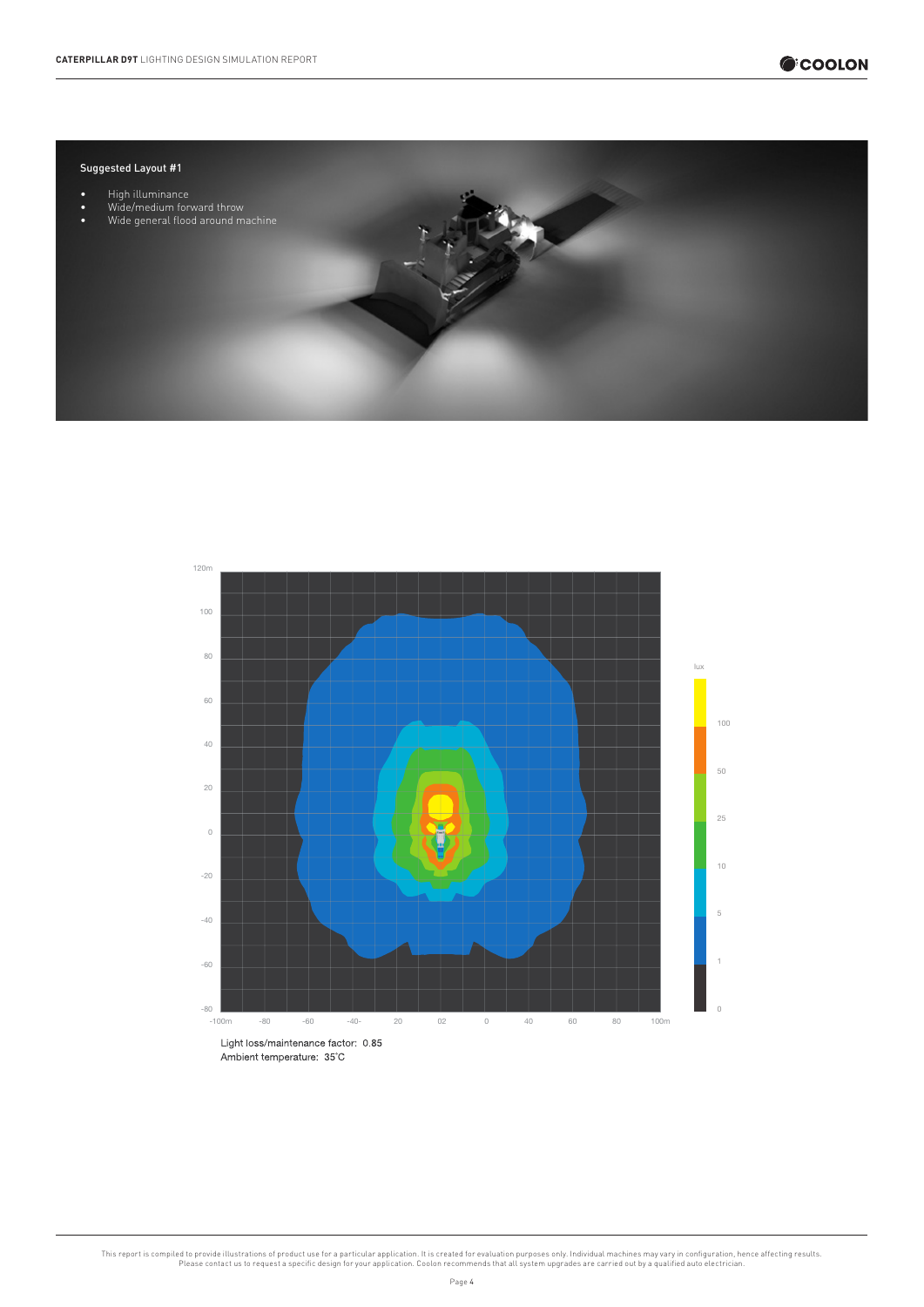Suggested Layout #1

- High illuminance
- Wide/medium forward throw
- Wide general flood around machine

Light loss/maintenance factor: 0.85
Ambient temperature: 35˚C

This report is compiled to provide illustrations of product use for a particular application. It is created for evaluation purposes only. Individual machines may vary in configuration, hence affecting results. Please contact us to request a specific design for your application. Coolon recommends that all system upgrades are carried out by a qualified auto electrician.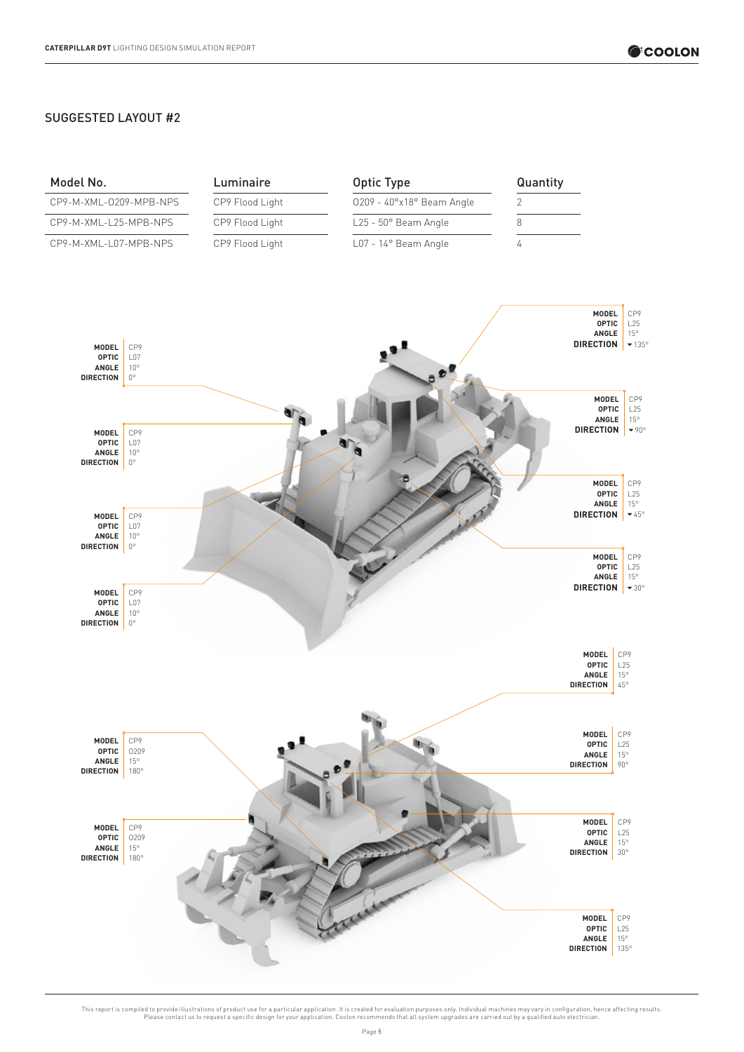## SUGGESTED LAYOUT #2

| Model No. | Luminaire | Optic Type | Quantity |
| --- | --- | --- | --- |
| CP9-M-XML-0209-MPB-NPS | CP9 Flood Light | 0209 - 40°x18° Beam Angle | 2 |
| CP9-M-XML-L25-MPB-NPS | CP9 Flood Light | L25 - 50° Beam Angle | 8 |
| CP9-M-XML-L07-MPB-NPS | CP9 Flood Light | L07 - 14° Beam Angle | 4 |

**MODEL** CP9
**OPTIC** L25
**ANGLE** 15°
**DIRECTION** ▾135°

**MODEL** CP9
**OPTIC** L07
**ANGLE** 10°
**DIRECTION** 0°

**MODEL** CP9
**OPTIC** L25
**ANGLE** 15°
**DIRECTION** ▾90°

**MODEL** CP9
**OPTIC** L07
**ANGLE** 10°
**DIRECTION** 0°

**MODEL** CP9
**OPTIC** L25
**ANGLE** 15°
**DIRECTION** ▾45°

**MODEL** CP9
**OPTIC** L07
**ANGLE** 10°
**DIRECTION** 0°

**MODEL** CP9
**OPTIC** L25
**ANGLE** 15°
**DIRECTION** ▾30°

**MODEL** CP9
**OPTIC** L07
**ANGLE** 10°
**DIRECTION** 0°

**MODEL** CP9
**OPTIC** L25
**ANGLE** 15°
**DIRECTION** 45°

**MODEL** CP9
**OPTIC** 0209
**ANGLE** 15°
**DIRECTION** 180°

**MODEL** CP9
**OPTIC** L25
**ANGLE** 15°
**DIRECTION** 90°

**MODEL** CP9
**OPTIC** 0209
**ANGLE** 15°
**DIRECTION** 180°

**MODEL** CP9
**OPTIC** L25
**ANGLE** 15°
**DIRECTION** 30°

**MODEL** CP9
**OPTIC** L25
**ANGLE** 15°
**DIRECTION** 135°

This report is compiled to provide illustrations of product use for a particular application. It is created for evaluation purposes only. Individual machines may vary in configuration, hence affecting results. Please contact us to request a specific design for your application. Coolon recommends that all system upgrades are carried out by a qualified auto electrician.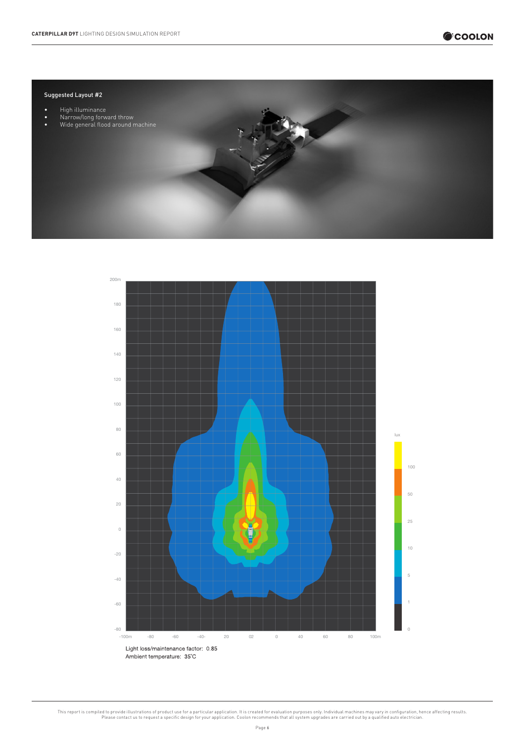Suggested Layout #2

- High illuminance
- Narrow/long forward throw
- Wide general flood around machine

200m
180
160
140
120
100
80
60
40
20
0
-20
-40
-60
-80

-100m -80 -60 -40- 20 02 0 40 60 80 100m

lux
100
50
25
10
5
1
0

Light loss/maintenance factor: 0.85
Ambient temperature: 35˚C

This report is compiled to provide illustrations of product use for a particular application. It is created for evaluation purposes only. Individual machines may vary in configuration, hence affecting results.
Please contact us to request a specific design for your application. Coolon recommends that all system upgrades are carried out by a qualified auto electrician.